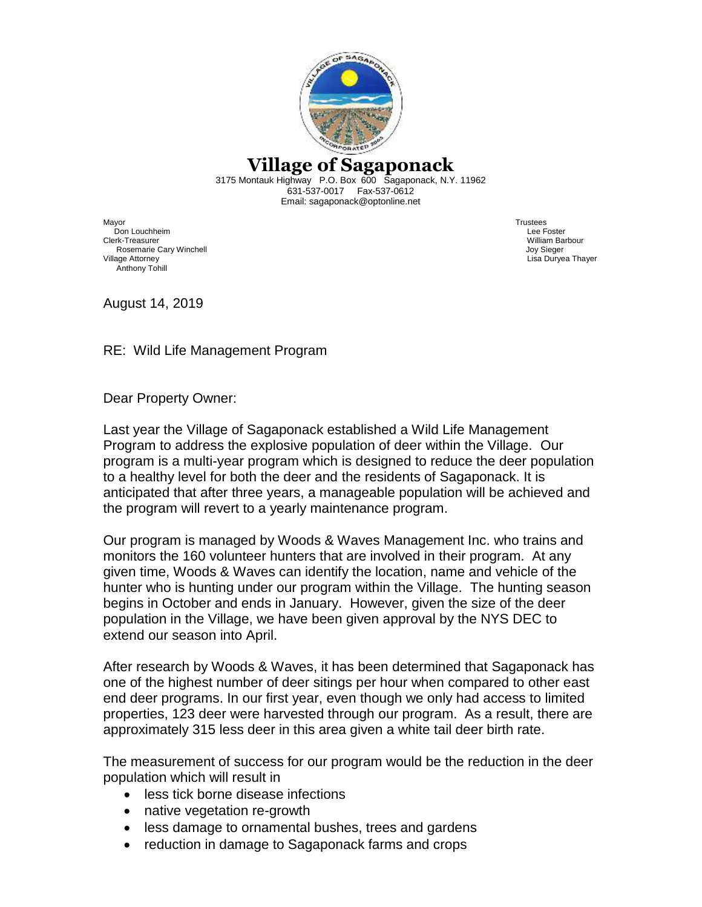# Village of Sagaponack

3175 Montauk Highway P.O. Box 600 Sagaponack, N.Y. 11962
631-537-0017 Fax-537-0612
Email: sagaponack@optonline.net

Mayor
Don Louchheim
Clerk-Treasurer
Rosemarie Cary Winchell
Village Attorney
Anthony Tohill

Trustees
Lee Foster
William Barbour
Joy Sieger
Lisa Duryea Thayer

August 14, 2019

RE: Wild Life Management Program

Dear Property Owner:

Last year the Village of Sagaponack established a Wild Life Management Program to address the explosive population of deer within the Village. Our program is a multi-year program which is designed to reduce the deer population to a healthy level for both the deer and the residents of Sagaponack. It is anticipated that after three years, a manageable population will be achieved and the program will revert to a yearly maintenance program.

Our program is managed by Woods & Waves Management Inc. who trains and monitors the 160 volunteer hunters that are involved in their program. At any given time, Woods & Waves can identify the location, name and vehicle of the hunter who is hunting under our program within the Village. The hunting season begins in October and ends in January. However, given the size of the deer population in the Village, we have been given approval by the NYS DEC to extend our season into April.

After research by Woods & Waves, it has been determined that Sagaponack has one of the highest number of deer sitings per hour when compared to other east end deer programs. In our first year, even though we only had access to limited properties, 123 deer were harvested through our program. As a result, there are approximately 315 less deer in this area given a white tail deer birth rate.

The measurement of success for our program would be the reduction in the deer population which will result in

- less tick borne disease infections
- native vegetation re-growth
- less damage to ornamental bushes, trees and gardens
- reduction in damage to Sagaponack farms and crops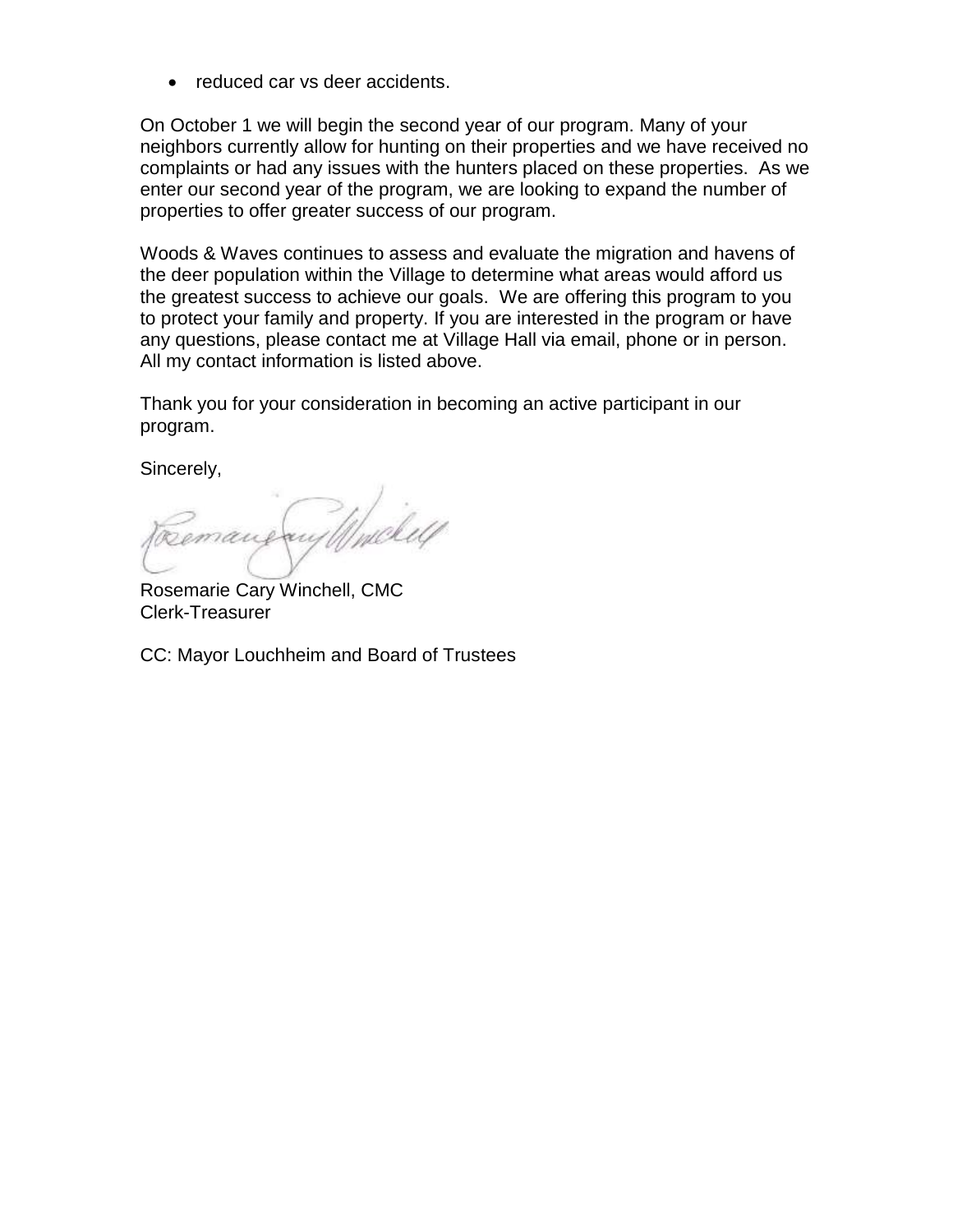- reduced car vs deer accidents.

On October 1 we will begin the second year of our program. Many of your neighbors currently allow for hunting on their properties and we have received no complaints or had any issues with the hunters placed on these properties. As we enter our second year of the program, we are looking to expand the number of properties to offer greater success of our program.

Woods & Waves continues to assess and evaluate the migration and havens of the deer population within the Village to determine what areas would afford us the greatest success to achieve our goals. We are offering this program to you to protect your family and property. If you are interested in the program or have any questions, please contact me at Village Hall via email, phone or in person. All my contact information is listed above.

Thank you for your consideration in becoming an active participant in our program.

Sincerely,

Rosemarie Cary Winchell, CMC
Clerk-Treasurer

CC: Mayor Louchheim and Board of Trustees